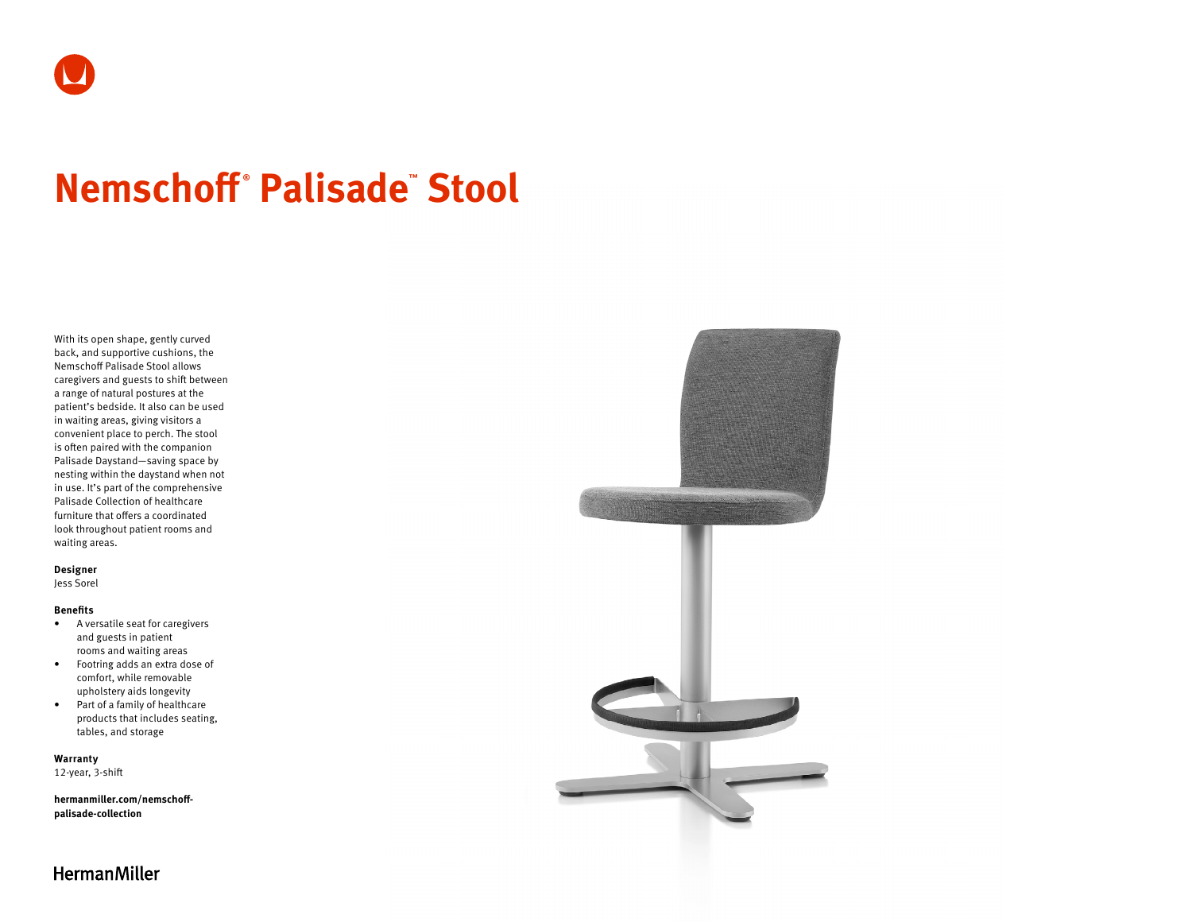# Nemschoff® Palisade™ Stool

With its open shape, gently curved back, and supportive cushions, the Nemschoff Palisade Stool allows caregivers and guests to shift between a range of natural postures at the patient's bedside. It also can be used in waiting areas, giving visitors a convenient place to perch. The stool is often paired with the companion Palisade Daystand—saving space by nesting within the daystand when not in use. It's part of the comprehensive Palisade Collection of healthcare furniture that offers a coordinated look throughout patient rooms and waiting areas.

**Designer**
Jess Sorel

**Benefits**

- A versatile seat for caregivers and guests in patient rooms and waiting areas
- Footring adds an extra dose of comfort, while removable upholstery aids longevity
- Part of a family of healthcare products that includes seating, tables, and storage

**Warranty**
12-year, 3-shift

**hermanmiller.com/nemschoff-palisade-collection**

HermanMiller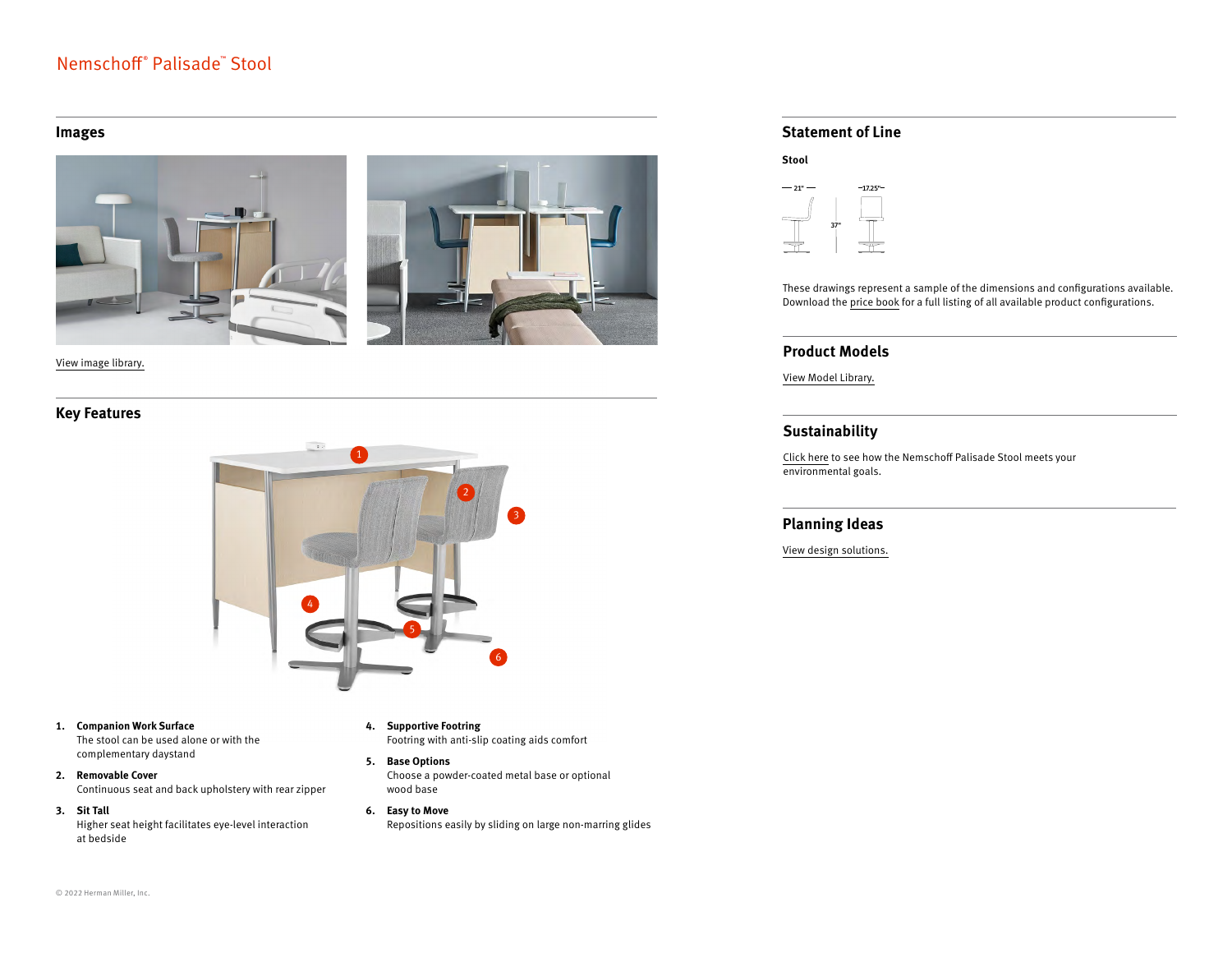# Nemschoff® Palisade™ Stool

## Images

View image library.

## Key Features

1
2
3
4
5
6

1. **Companion Work Surface**
   The stool can be used alone or with the complementary daystand
2. **Removable Cover**
   Continuous seat and back upholstery with rear zipper
3. **Sit Tall**
   Higher seat height facilitates eye-level interaction at bedside
4. **Supportive Footring**
   Footring with anti-slip coating aids comfort
5. **Base Options**
   Choose a powder-coated metal base or optional wood base
6. **Easy to Move**
   Repositions easily by sliding on large non-marring glides

## Statement of Line

**Stool**

21"
17.25"
37"

These drawings represent a sample of the dimensions and configurations available. Download the price book for a full listing of all available product configurations.

## Product Models

View Model Library.

## Sustainability

Click here to see how the Nemschoff Palisade Stool meets your environmental goals.

## Planning Ideas

View design solutions.

© 2022 Herman Miller, Inc.